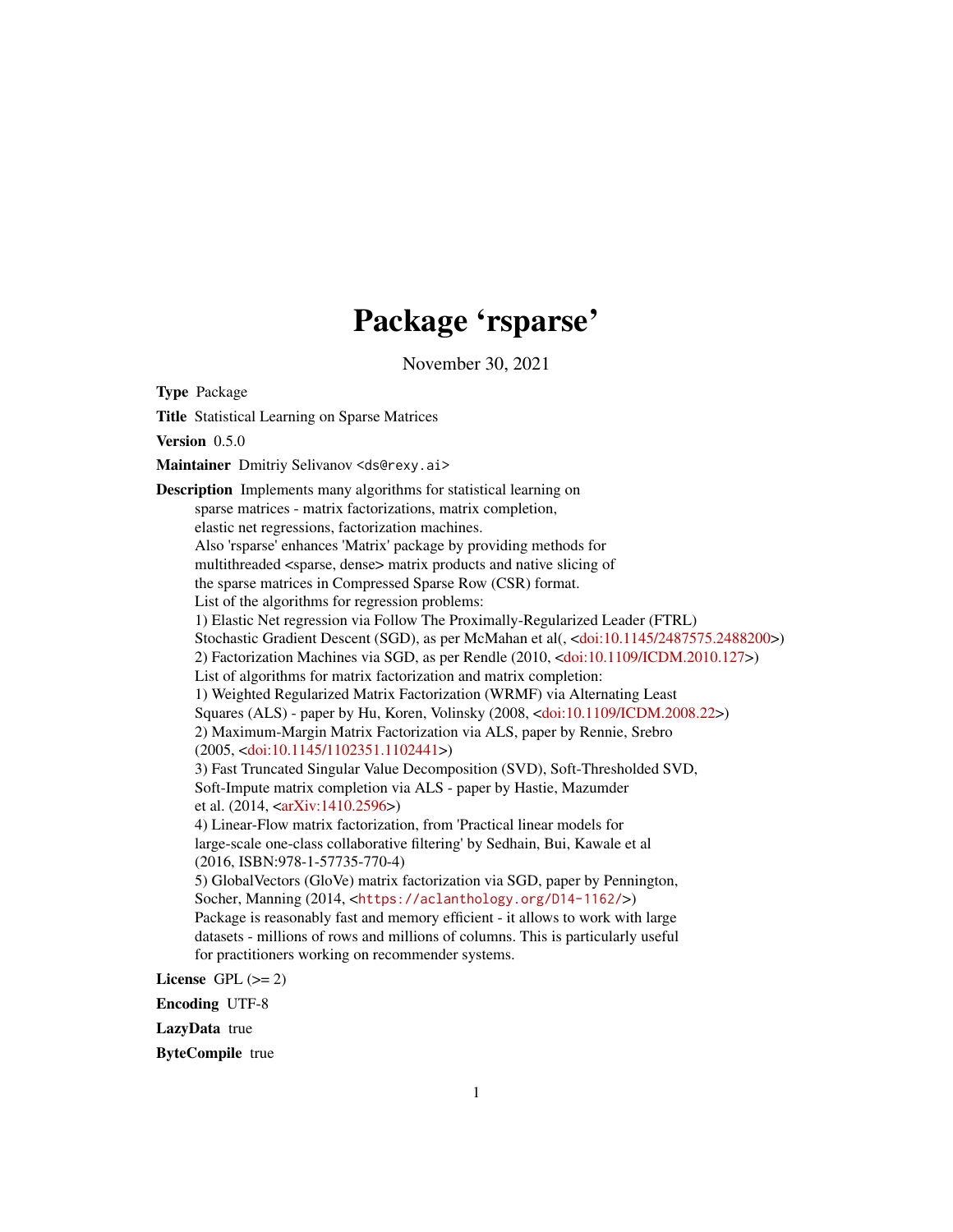# Package 'rsparse'

November 30, 2021

**Type** Package

**Title** Statistical Learning on Sparse Matrices

**Version** 0.5.0

**Maintainer** Dmitriy Selivanov <ds@rexy.ai>

**Description** Implements many algorithms for statistical learning on sparse matrices - matrix factorizations, matrix completion, elastic net regressions, factorization machines. Also 'rsparse' enhances 'Matrix' package by providing methods for multithreaded <sparse, dense> matrix products and native slicing of the sparse matrices in Compressed Sparse Row (CSR) format. List of the algorithms for regression problems: 1) Elastic Net regression via Follow The Proximally-Regularized Leader (FTRL) Stochastic Gradient Descent (SGD), as per McMahan et al(, <doi:10.1145/2487575.2488200>) 2) Factorization Machines via SGD, as per Rendle (2010, <doi:10.1109/ICDM.2010.127>) List of algorithms for matrix factorization and matrix completion: 1) Weighted Regularized Matrix Factorization (WRMF) via Alternating Least Squares (ALS) - paper by Hu, Koren, Volinsky (2008, <doi:10.1109/ICDM.2008.22>) 2) Maximum-Margin Matrix Factorization via ALS, paper by Rennie, Srebro (2005, <doi:10.1145/1102351.1102441>) 3) Fast Truncated Singular Value Decomposition (SVD), Soft-Thresholded SVD, Soft-Impute matrix completion via ALS - paper by Hastie, Mazumder et al. (2014, <arXiv:1410.2596>) 4) Linear-Flow matrix factorization, from 'Practical linear models for large-scale one-class collaborative filtering' by Sedhain, Bui, Kawale et al (2016, ISBN:978-1-57735-770-4) 5) GlobalVectors (GloVe) matrix factorization via SGD, paper by Pennington, Socher, Manning (2014, <https://aclanthology.org/D14-1162/>) Package is reasonably fast and memory efficient - it allows to work with large datasets - millions of rows and millions of columns. This is particularly useful for practitioners working on recommender systems.

**License** GPL (>= 2)

**Encoding** UTF-8

**LazyData** true

**ByteCompile** true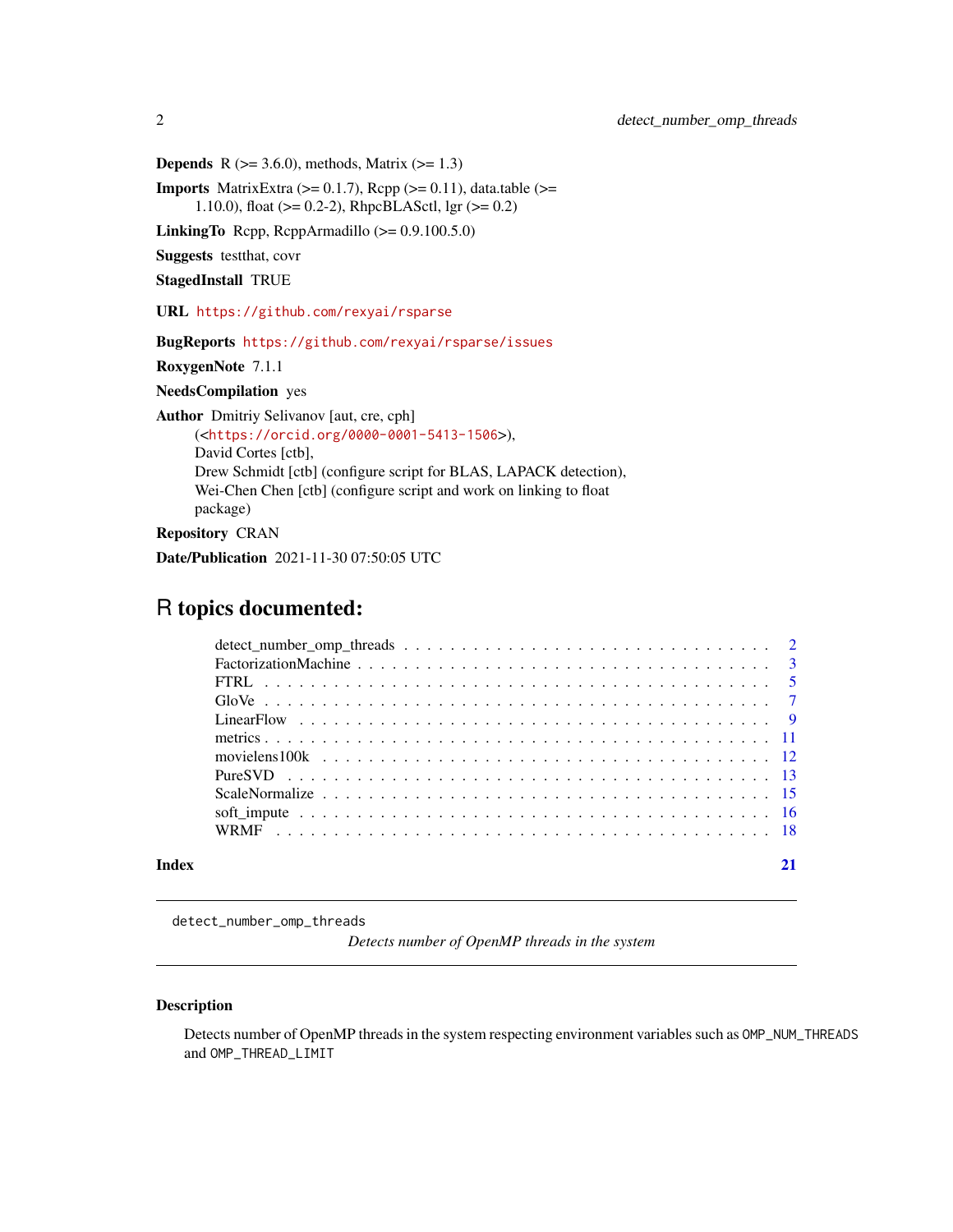**Depends** R (>= 3.6.0), methods, Matrix (>= 1.3)

**Imports** MatrixExtra (>= 0.1.7), Rcpp (>= 0.11), data.table (>= 1.10.0), float (>= 0.2-2), RhpcBLASctl, lgr (>= 0.2)

**LinkingTo** Rcpp, RcppArmadillo (>= 0.9.100.5.0)

**Suggests** testthat, covr

**StagedInstall** TRUE

**URL** https://github.com/rexyai/rsparse

**BugReports** https://github.com/rexyai/rsparse/issues

**RoxygenNote** 7.1.1

**NeedsCompilation** yes

**Author** Dmitriy Selivanov [aut, cre, cph] (<https://orcid.org/0000-0001-5413-1506>), David Cortes [ctb], Drew Schmidt [ctb] (configure script for BLAS, LAPACK detection), Wei-Chen Chen [ctb] (configure script and work on linking to float package)

**Repository** CRAN

**Date/Publication** 2021-11-30 07:50:05 UTC

# R topics documented:

- detect_number_omp_threads . . . . . 2
- FactorizationMachine . . . . . 3
- FTRL . . . . . 5
- GloVe . . . . . 7
- LinearFlow . . . . . 9
- metrics . . . . . 11
- movielens100k . . . . . 12
- PureSVD . . . . . 13
- ScaleNormalize . . . . . 15
- soft_impute . . . . . 16
- WRMF . . . . . 18

**Index** 21

---

`detect_number_omp_threads` *Detects number of OpenMP threads in the system*

---

### Description

Detects number of OpenMP threads in the system respecting environment variables such as `OMP_NUM_THREADS` and `OMP_THREAD_LIMIT`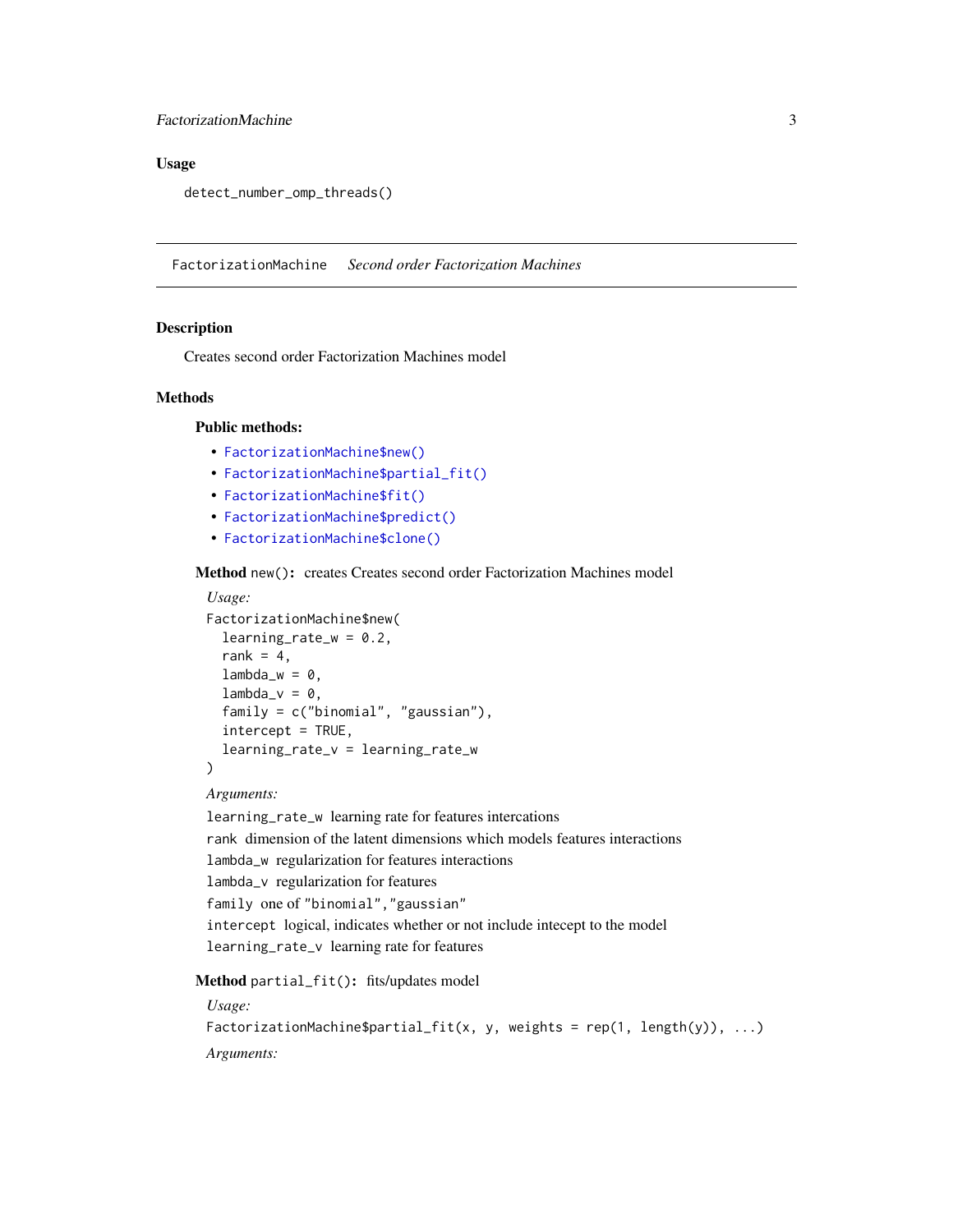### Usage

```
detect_number_omp_threads()
```

---

## FactorizationMachine *Second order Factorization Machines*

---

### Description

Creates second order Factorization Machines model

### Methods

#### Public methods:

- FactorizationMachine$new()
- FactorizationMachine$partial_fit()
- FactorizationMachine$fit()
- FactorizationMachine$predict()
- FactorizationMachine$clone()

**Method** `new()`: creates Creates second order Factorization Machines model

*Usage:*

```
FactorizationMachine$new(
  learning_rate_w = 0.2,
  rank = 4,
  lambda_w = 0,
  lambda_v = 0,
  family = c("binomial", "gaussian"),
  intercept = TRUE,
  learning_rate_v = learning_rate_w
)
```

*Arguments:*

`learning_rate_w` learning rate for features intercations

`rank` dimension of the latent dimensions which models features interactions

`lambda_w` regularization for features interactions

`lambda_v` regularization for features

`family` one of `"binomial"`, `"gaussian"`

`intercept` logical, indicates whether or not include intecept to the model

`learning_rate_v` learning rate for features

**Method** `partial_fit()`: fits/updates model

*Usage:*

```
FactorizationMachine$partial_fit(x, y, weights = rep(1, length(y)), ...)
```

*Arguments:*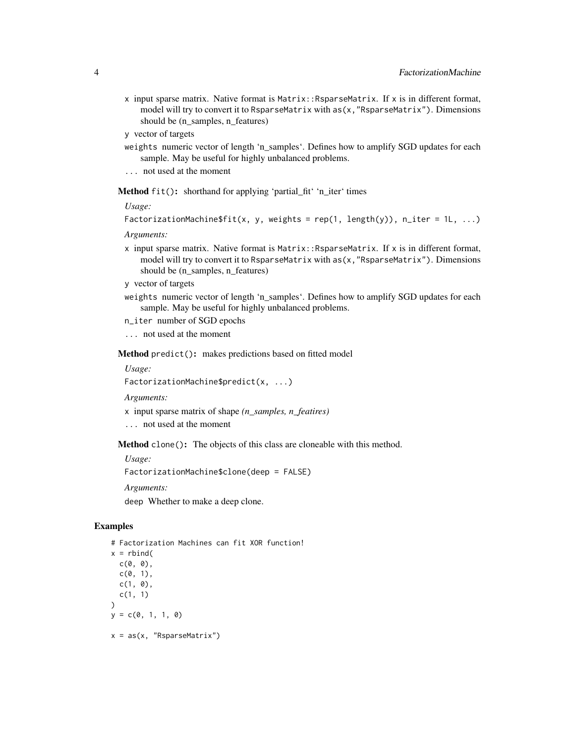`x` input sparse matrix. Native format is `Matrix::RsparseMatrix`. If `x` is in different format, model will try to convert it to `RsparseMatrix` with `as(x,"RsparseMatrix")`. Dimensions should be (n_samples, n_features)

`y` vector of targets

`weights` numeric vector of length 'n_samples'. Defines how to amplify SGD updates for each sample. May be useful for highly unbalanced problems.

`...` not used at the moment

**Method** `fit()`**:** shorthand for applying 'partial_fit' 'n_iter' times

*Usage:*

```
FactorizationMachine$fit(x, y, weights = rep(1, length(y)), n_iter = 1L, ...)
```

*Arguments:*

`x` input sparse matrix. Native format is `Matrix::RsparseMatrix`. If `x` is in different format, model will try to convert it to `RsparseMatrix` with `as(x,"RsparseMatrix")`. Dimensions should be (n_samples, n_features)

`y` vector of targets

`weights` numeric vector of length 'n_samples'. Defines how to amplify SGD updates for each sample. May be useful for highly unbalanced problems.

`n_iter` number of SGD epochs

`...` not used at the moment

**Method** `predict()`**:** makes predictions based on fitted model

*Usage:*

```
FactorizationMachine$predict(x, ...)
```

*Arguments:*

`x` input sparse matrix of shape *(n_samples, n_featires)*

`...` not used at the moment

**Method** `clone()`**:** The objects of this class are cloneable with this method.

*Usage:*

```
FactorizationMachine$clone(deep = FALSE)
```

*Arguments:*

`deep` Whether to make a deep clone.

## Examples

```
# Factorization Machines can fit XOR function!
x = rbind(
  c(0, 0),
  c(0, 1),
  c(1, 0),
  c(1, 1)
)
y = c(0, 1, 1, 0)

x = as(x, "RsparseMatrix")
```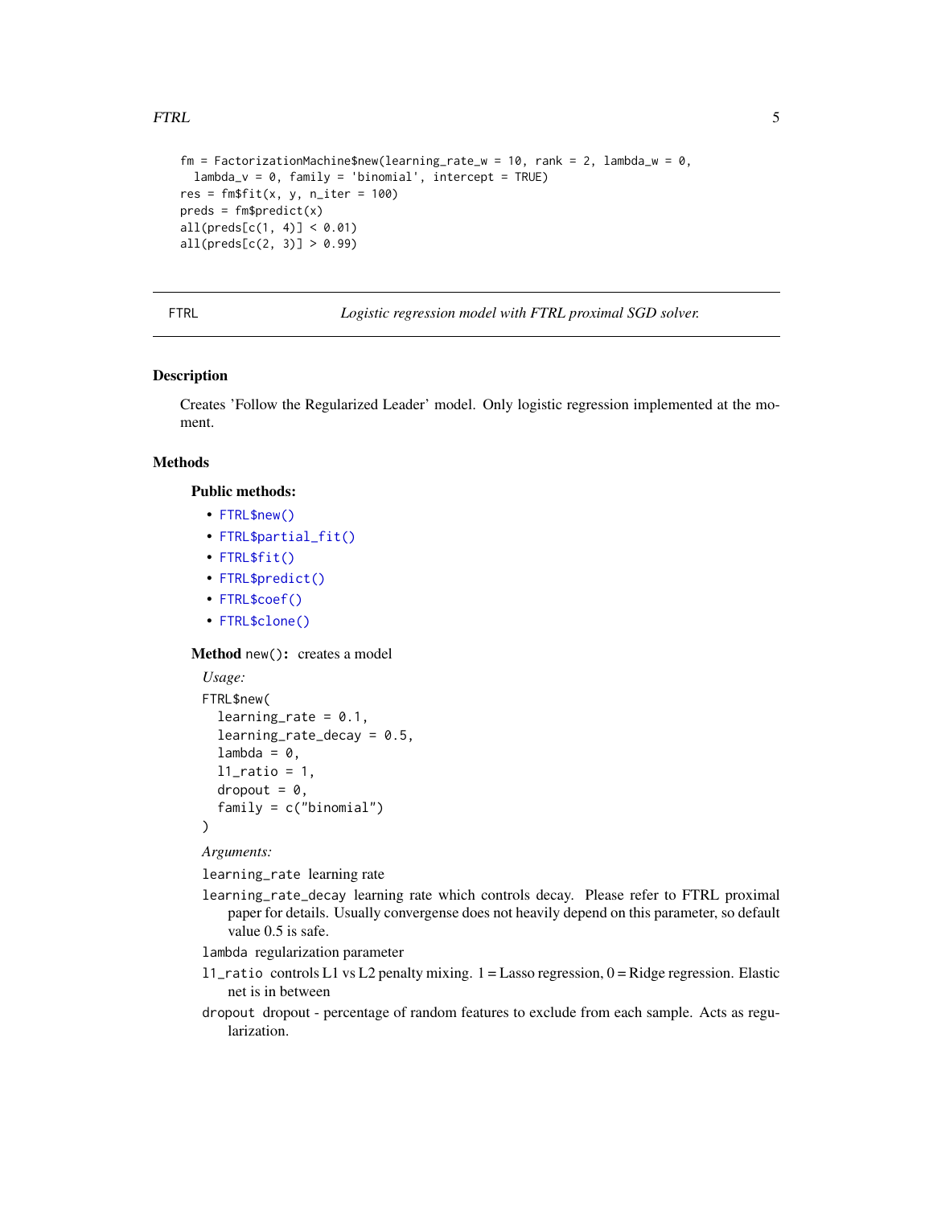```
fm = FactorizationMachine$new(learning_rate_w = 10, rank = 2, lambda_w = 0,
  lambda_v = 0, family = 'binomial', intercept = TRUE)
res = fm$fit(x, y, n_iter = 100)
preds = fm$predict(x)
all(preds[c(1, 4)] < 0.01)
all(preds[c(2, 3)] > 0.99)
```

---

FTRL *Logistic regression model with FTRL proximal SGD solver.*

---

## Description

Creates 'Follow the Regularized Leader' model. Only logistic regression implemented at the moment.

## Methods

### Public methods:

- `FTRL$new()`
- `FTRL$partial_fit()`
- `FTRL$fit()`
- `FTRL$predict()`
- `FTRL$coef()`
- `FTRL$clone()`

**Method** `new()`**:** creates a model

*Usage:*

```
FTRL$new(
  learning_rate = 0.1,
  learning_rate_decay = 0.5,
  lambda = 0,
  l1_ratio = 1,
  dropout = 0,
  family = c("binomial")
)
```

*Arguments:*

`learning_rate` learning rate

`learning_rate_decay` learning rate which controls decay. Please refer to FTRL proximal paper for details. Usually convergense does not heavily depend on this parameter, so default value 0.5 is safe.

`lambda` regularization parameter

`l1_ratio` controls L1 vs L2 penalty mixing. 1 = Lasso regression, 0 = Ridge regression. Elastic net is in between

`dropout` dropout - percentage of random features to exclude from each sample. Acts as regularization.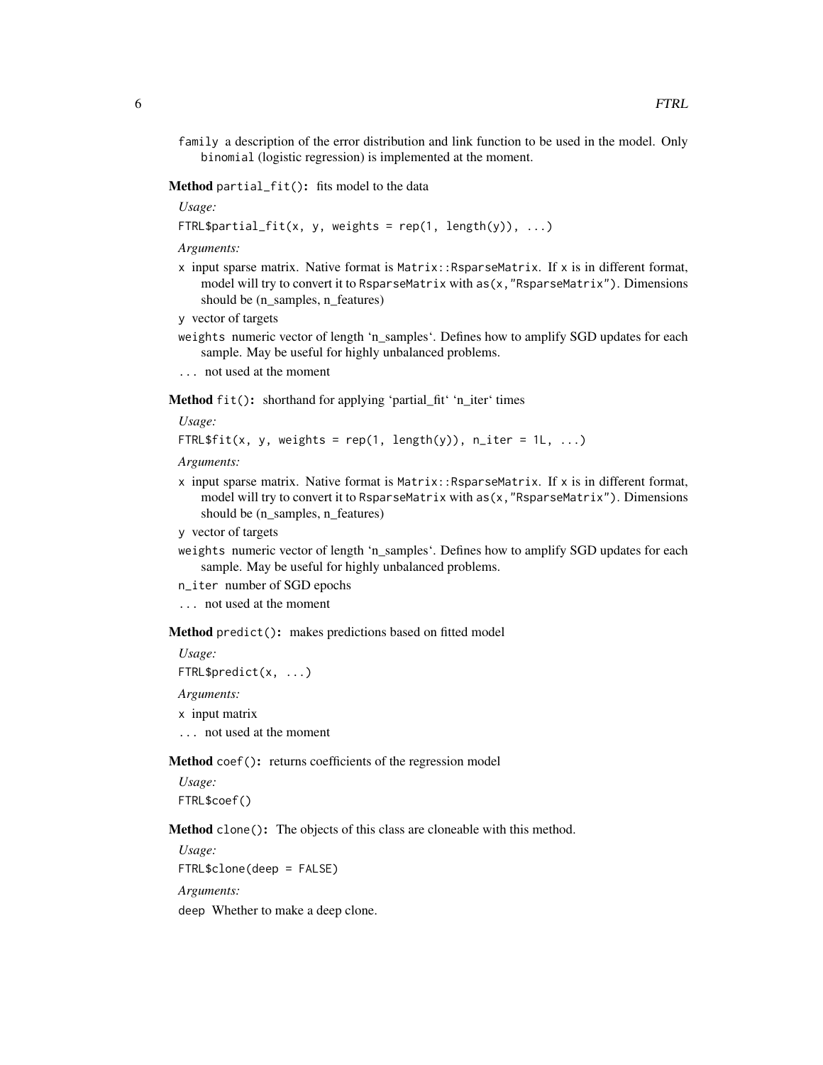family a description of the error distribution and link function to be used in the model. Only binomial (logistic regression) is implemented at the moment.

**Method** `partial_fit()`: fits model to the data

*Usage:*

```
FTRL$partial_fit(x, y, weights = rep(1, length(y)), ...)
```

*Arguments:*

- `x` input sparse matrix. Native format is `Matrix::RsparseMatrix`. If `x` is in different format, model will try to convert it to `RsparseMatrix` with `as(x,"RsparseMatrix")`. Dimensions should be (n_samples, n_features)
- `y` vector of targets
- `weights` numeric vector of length 'n_samples'. Defines how to amplify SGD updates for each sample. May be useful for highly unbalanced problems.
- `...` not used at the moment

**Method** `fit()`: shorthand for applying 'partial_fit' 'n_iter' times

*Usage:*

```
FTRL$fit(x, y, weights = rep(1, length(y)), n_iter = 1L, ...)
```

*Arguments:*

- `x` input sparse matrix. Native format is `Matrix::RsparseMatrix`. If `x` is in different format, model will try to convert it to `RsparseMatrix` with `as(x,"RsparseMatrix")`. Dimensions should be (n_samples, n_features)
- `y` vector of targets
- `weights` numeric vector of length 'n_samples'. Defines how to amplify SGD updates for each sample. May be useful for highly unbalanced problems.
- `n_iter` number of SGD epochs
- `...` not used at the moment

**Method** `predict()`: makes predictions based on fitted model

*Usage:*

```
FTRL$predict(x, ...)
```

*Arguments:*

- `x` input matrix
- `...` not used at the moment

**Method** `coef()`: returns coefficients of the regression model

*Usage:*

```
FTRL$coef()
```

**Method** `clone()`: The objects of this class are cloneable with this method.

*Usage:*

```
FTRL$clone(deep = FALSE)
```

*Arguments:*

- `deep` Whether to make a deep clone.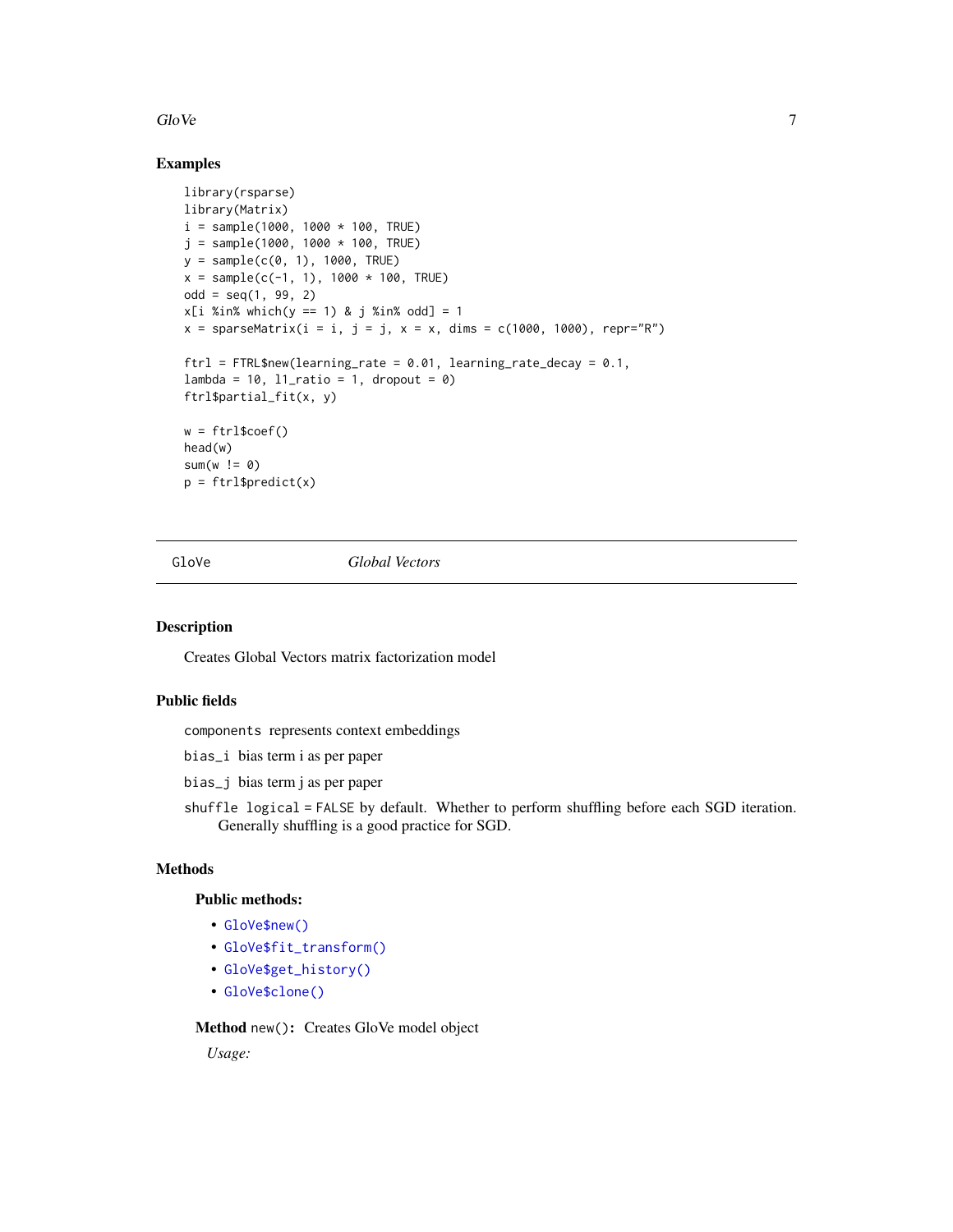## Examples

```
library(rsparse)
library(Matrix)
i = sample(1000, 1000 * 100, TRUE)
j = sample(1000, 1000 * 100, TRUE)
y = sample(c(0, 1), 1000, TRUE)
x = sample(c(-1, 1), 1000 * 100, TRUE)
odd = seq(1, 99, 2)
x[i %in% which(y == 1) & j %in% odd] = 1
x = sparseMatrix(i = i, j = j, x = x, dims = c(1000, 1000), repr="R")

ftrl = FTRL$new(learning_rate = 0.01, learning_rate_decay = 0.1,
lambda = 10, l1_ratio = 1, dropout = 0)
ftrl$partial_fit(x, y)

w = ftrl$coef()
head(w)
sum(w != 0)
p = ftrl$predict(x)
```

---

# GloVe — *Global Vectors*

---

## Description

Creates Global Vectors matrix factorization model

## Public fields

`components` represents context embeddings

`bias_i` bias term i as per paper

`bias_j` bias term j as per paper

`shuffle` `logical = FALSE` by default. Whether to perform shuffling before each SGD iteration. Generally shuffling is a good practice for SGD.

## Methods

### Public methods:

- `GloVe$new()`
- `GloVe$fit_transform()`
- `GloVe$get_history()`
- `GloVe$clone()`

**Method** `new()`**:** Creates GloVe model object

*Usage:*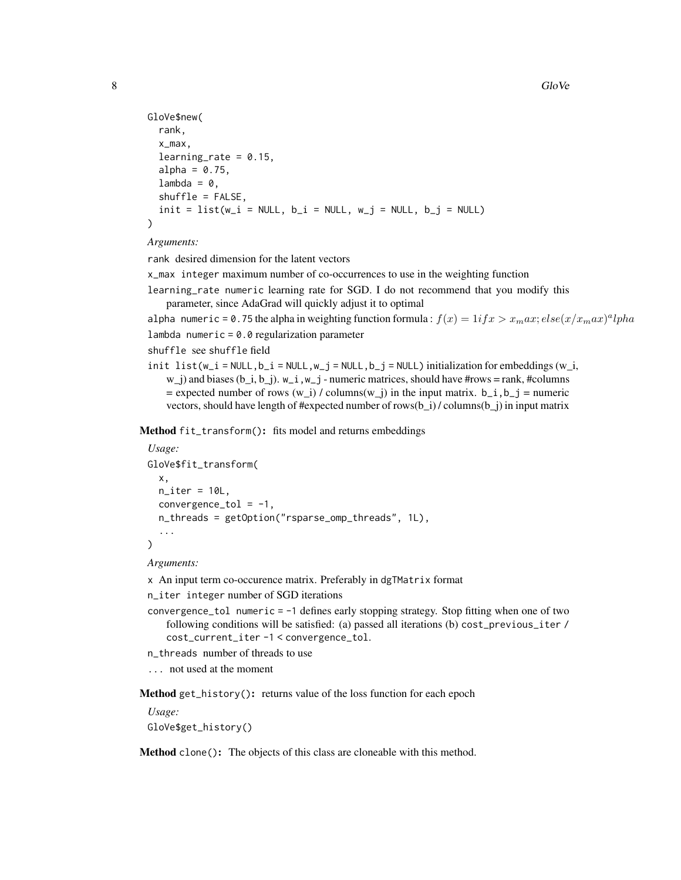```
GloVe$new(
  rank,
  x_max,
  learning_rate = 0.15,
  alpha = 0.75,
  lambda = 0,
  shuffle = FALSE,
  init = list(w_i = NULL, b_i = NULL, w_j = NULL, b_j = NULL)
)
```

*Arguments:*

`rank` desired dimension for the latent vectors

`x_max` `integer` maximum number of co-occurrences to use in the weighting function

`learning_rate` `numeric` learning rate for SGD. I do not recommend that you modify this parameter, since AdaGrad will quickly adjust it to optimal

`alpha` `numeric = 0.75` the alpha in weighting function formula : $f(x) = 1 if x > x_max; else (x/x_max)^alpha$

`lambda` `numeric = 0.0` regularization parameter

`shuffle` see `shuffle` field

`init` `list(w_i = NULL, b_i = NULL, w_j = NULL, b_j = NULL)` initialization for embeddings (w_i, w_j) and biases (b_i, b_j). `w_i, w_j` - numeric matrices, should have #rows = rank, #columns = expected number of rows (w_i) / columns(w_j) in the input matrix. `b_i, b_j` = numeric vectors, should have length of #expected number of rows(b_i) / columns(b_j) in input matrix

**Method** `fit_transform()`**:** fits model and returns embeddings

*Usage:*

```
GloVe$fit_transform(
  x,
  n_iter = 10L,
  convergence_tol = -1,
  n_threads = getOption("rsparse_omp_threads", 1L),
  ...
)
```

*Arguments:*

`x` An input term co-occurence matrix. Preferably in `dgTMatrix` format

`n_iter` `integer` number of SGD iterations

`convergence_tol` `numeric = -1` defines early stopping strategy. Stop fitting when one of two following conditions will be satisfied: (a) passed all iterations (b) `cost_previous_iter / cost_current_iter - 1 < convergence_tol`.

`n_threads` number of threads to use

`...` not used at the moment

**Method** `get_history()`**:** returns value of the loss function for each epoch

*Usage:*

```
GloVe$get_history()
```

**Method** `clone()`**:** The objects of this class are cloneable with this method.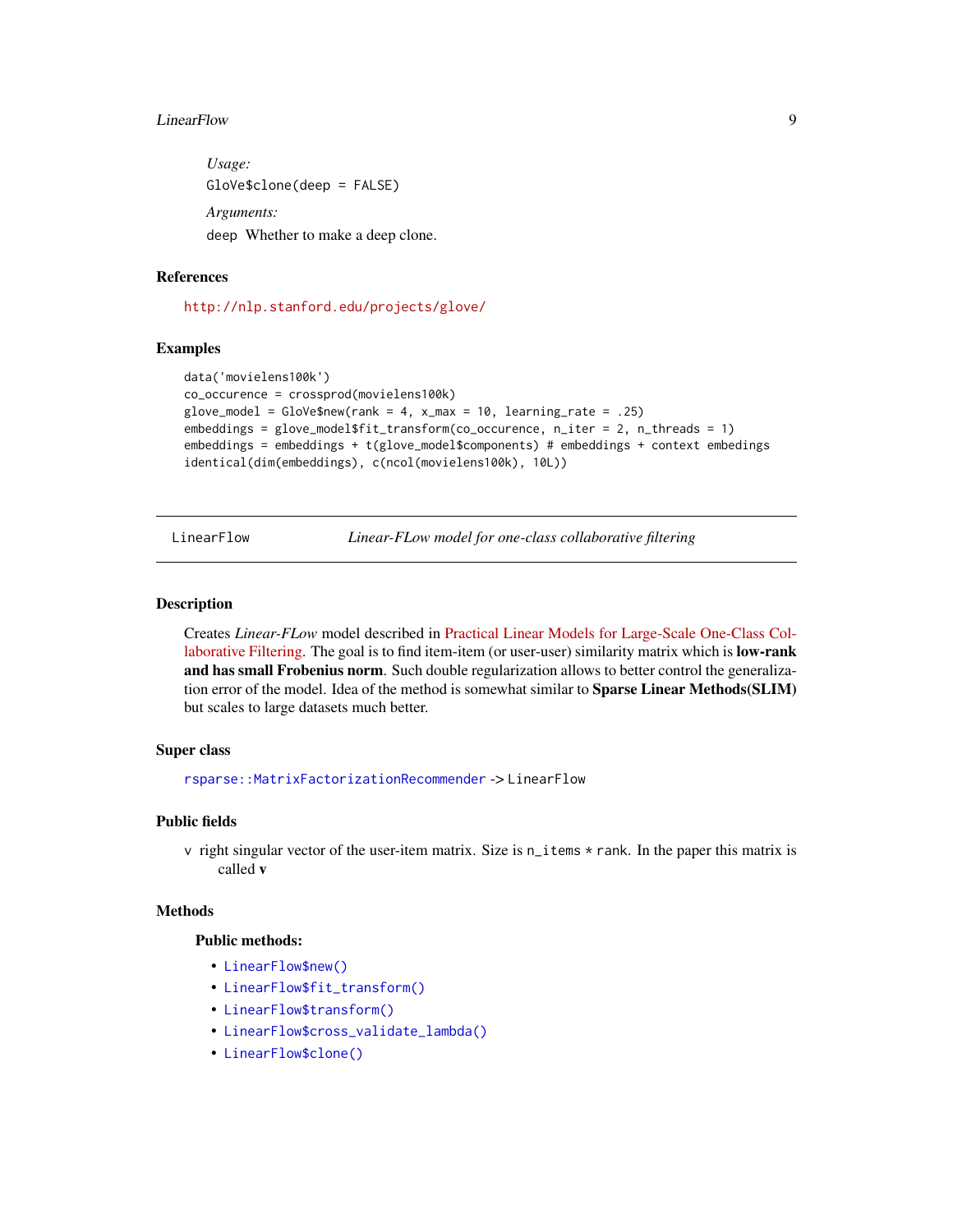*Usage:*

```
GloVe$clone(deep = FALSE)
```

*Arguments:*

`deep` Whether to make a deep clone.

## References

http://nlp.stanford.edu/projects/glove/

## Examples

```
data('movielens100k')
co_occurence = crossprod(movielens100k)
glove_model = GloVe$new(rank = 4, x_max = 10, learning_rate = .25)
embeddings = glove_model$fit_transform(co_occurence, n_iter = 2, n_threads = 1)
embeddings = embeddings + t(glove_model$components) # embeddings + context embedings
identical(dim(embeddings), c(ncol(movielens100k), 10L))
```

---

# LinearFlow — *Linear-FLow model for one-class collaborative filtering*

## Description

Creates *Linear-FLow* model described in Practical Linear Models for Large-Scale One-Class Collaborative Filtering. The goal is to find item-item (or user-user) similarity matrix which is **low-rank and has small Frobenius norm**. Such double regularization allows to better control the generalization error of the model. Idea of the method is somewhat similar to **Sparse Linear Methods(SLIM)** but scales to large datasets much better.

## Super class

`rsparse::MatrixFactorizationRecommender` -> `LinearFlow`

## Public fields

`v` right singular vector of the user-item matrix. Size is `n_items * rank`. In the paper this matrix is called **v**

## Methods

### Public methods:

- `LinearFlow$new()`
- `LinearFlow$fit_transform()`
- `LinearFlow$transform()`
- `LinearFlow$cross_validate_lambda()`
- `LinearFlow$clone()`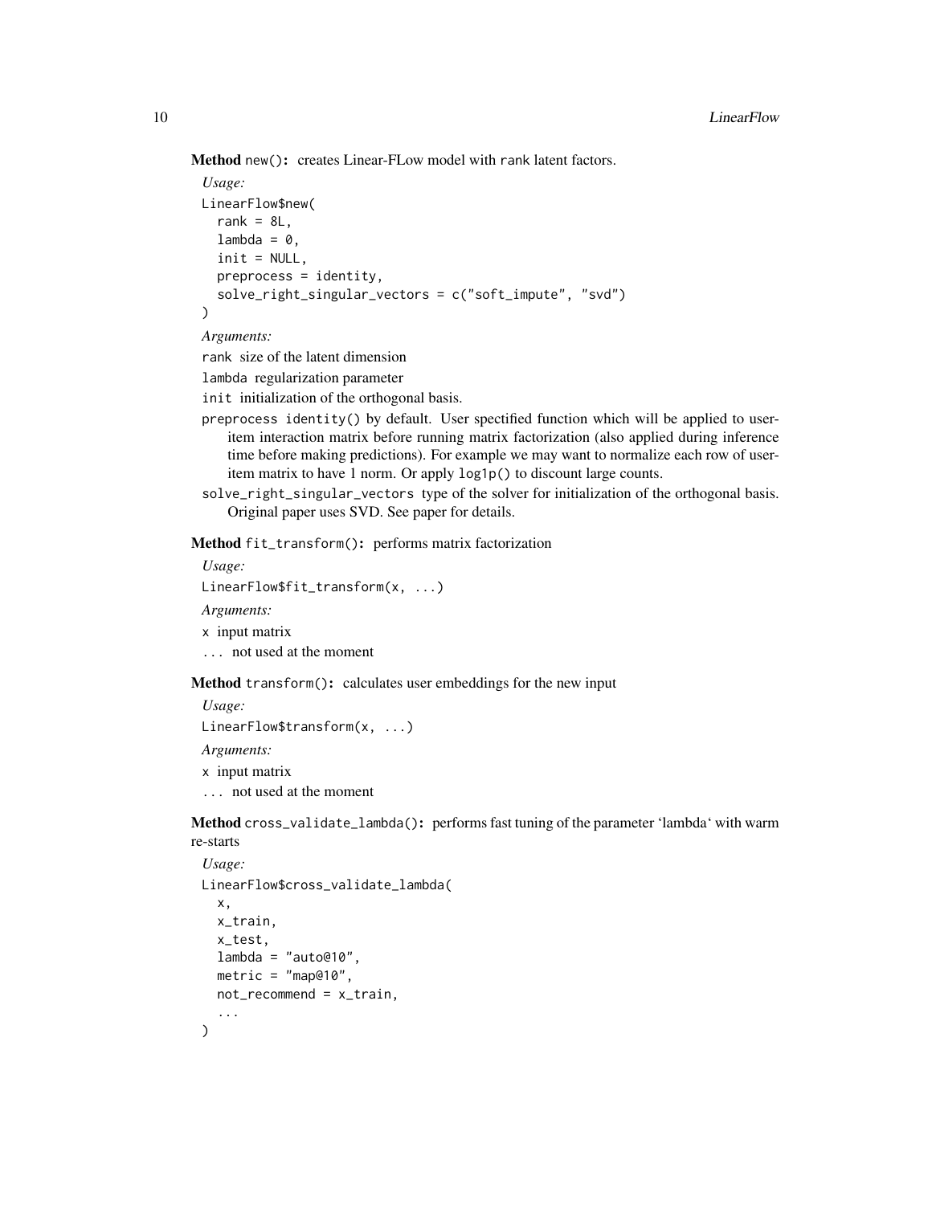**Method** `new()`: creates Linear-FLow model with `rank` latent factors.

*Usage:*

```
LinearFlow$new(
  rank = 8L,
  lambda = 0,
  init = NULL,
  preprocess = identity,
  solve_right_singular_vectors = c("soft_impute", "svd")
)
```

*Arguments:*

`rank` size of the latent dimension

`lambda` regularization parameter

`init` initialization of the orthogonal basis.

`preprocess` `identity()` by default. User spectified function which will be applied to user-item interaction matrix before running matrix factorization (also applied during inference time before making predictions). For example we may want to normalize each row of user-item matrix to have 1 norm. Or apply `log1p()` to discount large counts.

`solve_right_singular_vectors` type of the solver for initialization of the orthogonal basis. Original paper uses SVD. See paper for details.

**Method** `fit_transform()`: performs matrix factorization

*Usage:*

```
LinearFlow$fit_transform(x, ...)
```

*Arguments:*

`x` input matrix

`...` not used at the moment

**Method** `transform()`: calculates user embeddings for the new input

*Usage:*

```
LinearFlow$transform(x, ...)
```

*Arguments:*

`x` input matrix

`...` not used at the moment

**Method** `cross_validate_lambda()`: performs fast tuning of the parameter 'lambda' with warm re-starts

*Usage:*

```
LinearFlow$cross_validate_lambda(
  x,
  x_train,
  x_test,
  lambda = "auto@10",
  metric = "map@10",
  not_recommend = x_train,
  ...
)
```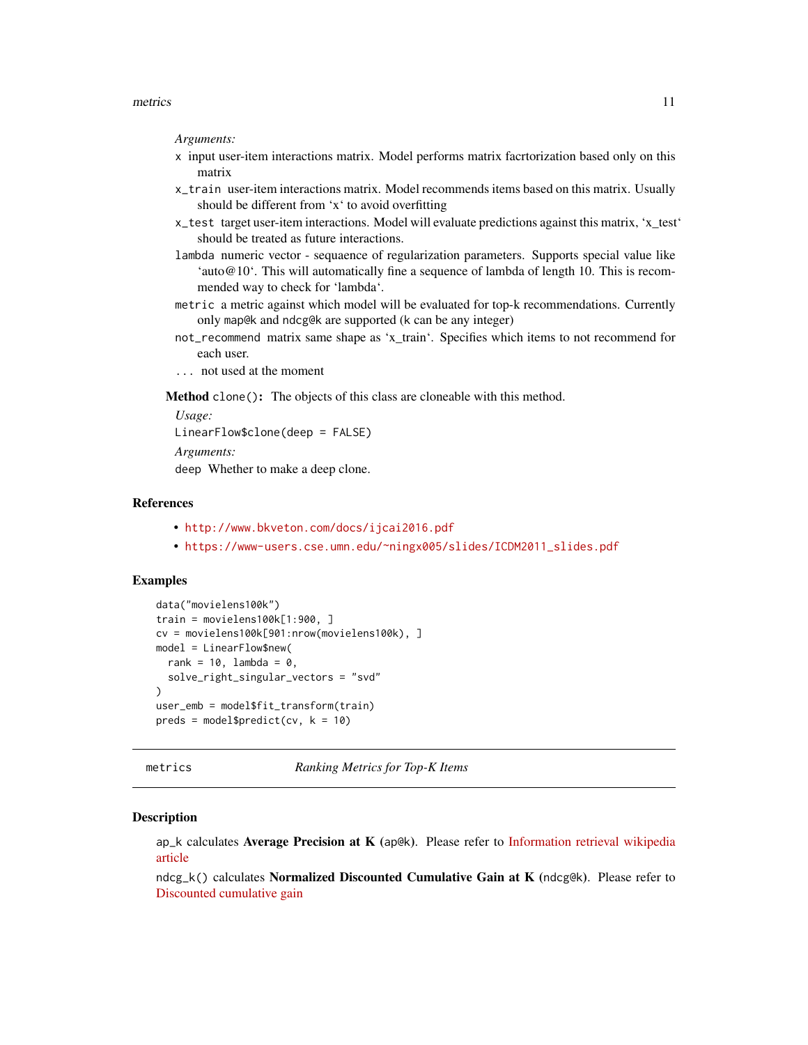*Arguments:*

- `x` input user-item interactions matrix. Model performs matrix facrtorization based only on this matrix
- `x_train` user-item interactions matrix. Model recommends items based on this matrix. Usually should be different from ‘x‘ to avoid overfitting
- `x_test` target user-item interactions. Model will evaluate predictions against this matrix, ‘x_test‘ should be treated as future interactions.
- `lambda` numeric vector - sequaence of regularization parameters. Supports special value like ‘auto@10‘. This will automatically fine a sequence of lambda of length 10. This is recommended way to check for ‘lambda‘.
- `metric` a metric against which model will be evaluated for top-k recommendations. Currently only `map@k` and `ndcg@k` are supported (`k` can be any integer)
- `not_recommend` matrix same shape as ‘x_train‘. Specifies which items to not recommend for each user.
- `...` not used at the moment

**Method** `clone()`**:** The objects of this class are cloneable with this method.

*Usage:*

```
LinearFlow$clone(deep = FALSE)
```

*Arguments:*

- `deep` Whether to make a deep clone.

## References

- http://www.bkveton.com/docs/ijcai2016.pdf
- https://www-users.cse.umn.edu/~ningx005/slides/ICDM2011_slides.pdf

## Examples

```
data("movielens100k")
train = movielens100k[1:900, ]
cv = movielens100k[901:nrow(movielens100k), ]
model = LinearFlow$new(
  rank = 10, lambda = 0,
  solve_right_singular_vectors = "svd"
)
user_emb = model$fit_transform(train)
preds = model$predict(cv, k = 10)
```

---

# metrics — *Ranking Metrics for Top-K Items*

## Description

`ap_k` calculates **Average Precision at K** (`ap@k`). Please refer to Information retrieval wikipedia article

`ndcg_k()` calculates **Normalized Discounted Cumulative Gain at K** (`ndcg@k`). Please refer to Discounted cumulative gain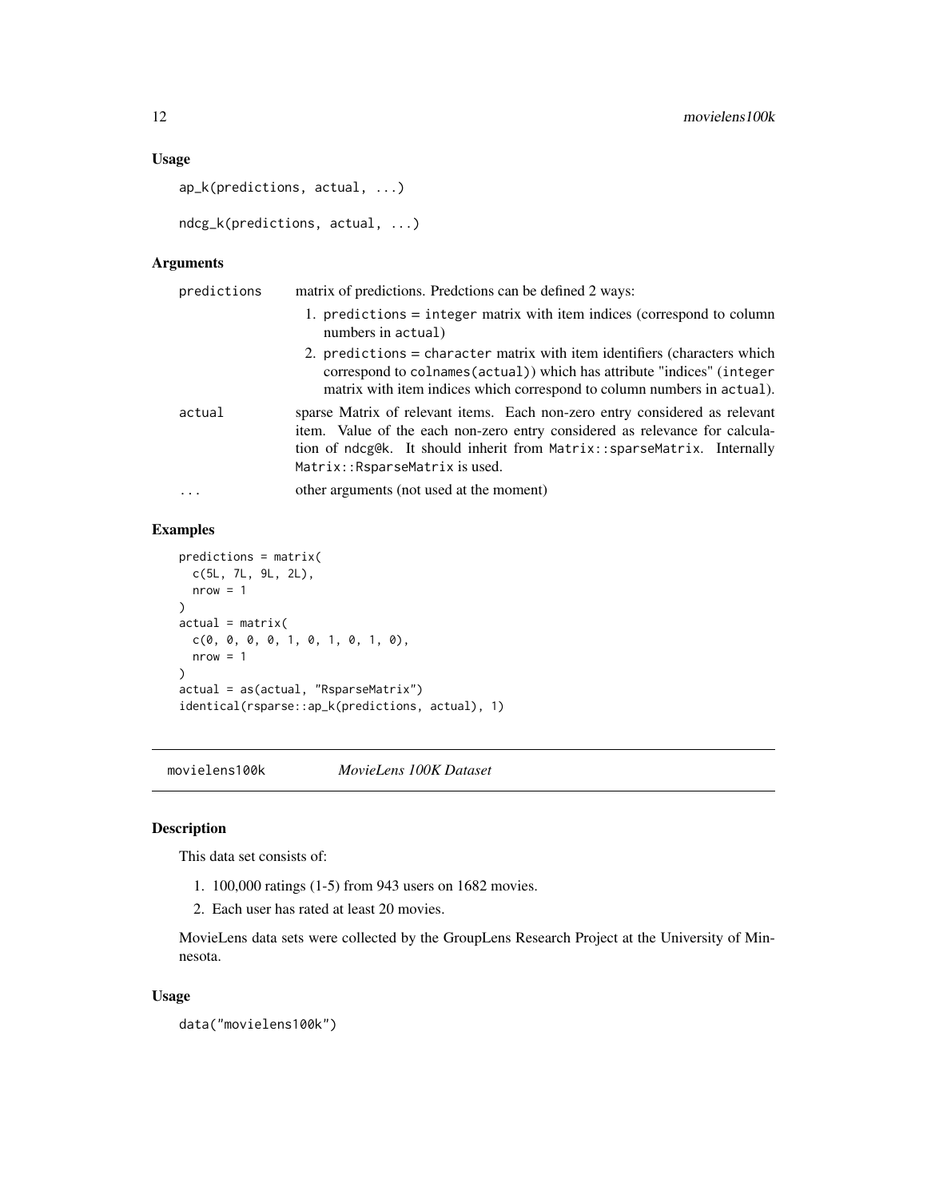### Usage

```
ap_k(predictions, actual, ...)

ndcg_k(predictions, actual, ...)
```

### Arguments

| | |
|---|---|
| `predictions` | matrix of predictions. Predctions can be defined 2 ways:<br>1. `predictions` = `integer` matrix with item indices (correspond to column numbers in `actual`)<br>2. `predictions` = `character` matrix with item identifiers (characters which correspond to `colnames(actual)`) which has attribute "indices" (`integer` matrix with item indices which correspond to column numbers in `actual`). |
| `actual` | sparse Matrix of relevant items. Each non-zero entry considered as relevant item. Value of the each non-zero entry considered as relevance for calculation of `ndcg@k`. It should inherit from `Matrix::sparseMatrix`. Internally `Matrix::RsparseMatrix` is used. |
| `...` | other arguments (not used at the moment) |

### Examples

```
predictions = matrix(
  c(5L, 7L, 9L, 2L),
  nrow = 1
)
actual = matrix(
  c(0, 0, 0, 0, 1, 0, 1, 0, 1, 0),
  nrow = 1
)
actual = as(actual, "RsparseMatrix")
identical(rsparse::ap_k(predictions, actual), 1)
```

---

## movielens100k — *MovieLens 100K Dataset*

### Description

This data set consists of:

1. 100,000 ratings (1-5) from 943 users on 1682 movies.
2. Each user has rated at least 20 movies.

MovieLens data sets were collected by the GroupLens Research Project at the University of Minnesota.

### Usage

```
data("movielens100k")
```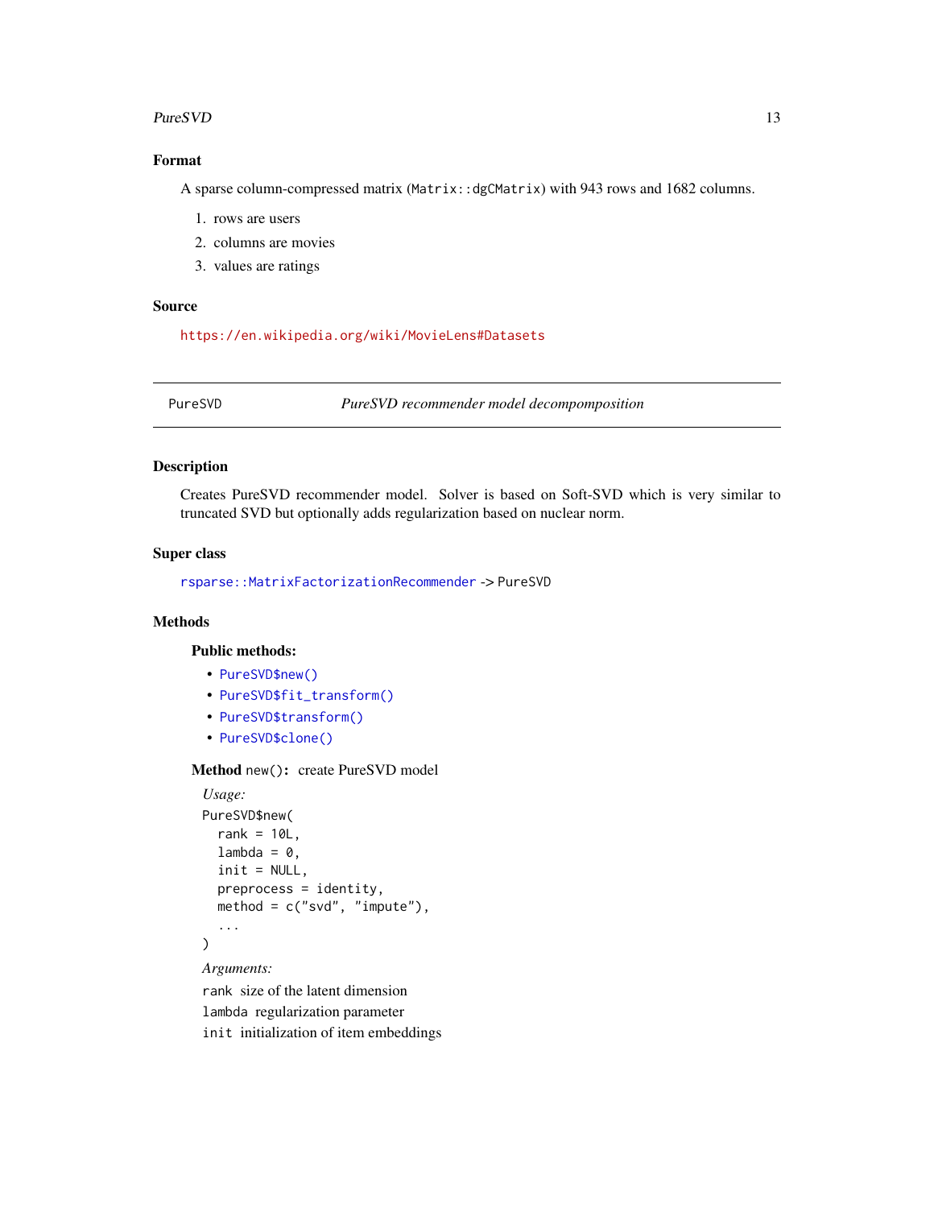### Format

A sparse column-compressed matrix (`Matrix::dgCMatrix`) with 943 rows and 1682 columns.

1. rows are users
2. columns are movies
3. values are ratings

### Source

https://en.wikipedia.org/wiki/MovieLens#Datasets

---

## PureSVD — *PureSVD recommender model decompomposition*

---

### Description

Creates PureSVD recommender model. Solver is based on Soft-SVD which is very similar to truncated SVD but optionally adds regularization based on nuclear norm.

### Super class

`rsparse::MatrixFactorizationRecommender` -> `PureSVD`

### Methods

#### Public methods:

- `PureSVD$new()`
- `PureSVD$fit_transform()`
- `PureSVD$transform()`
- `PureSVD$clone()`

**Method** `new()`**:** create PureSVD model

*Usage:*

```
PureSVD$new(
  rank = 10L,
  lambda = 0,
  init = NULL,
  preprocess = identity,
  method = c("svd", "impute"),
  ...
)
```

*Arguments:*

`rank` size of the latent dimension

`lambda` regularization parameter

`init` initialization of item embeddings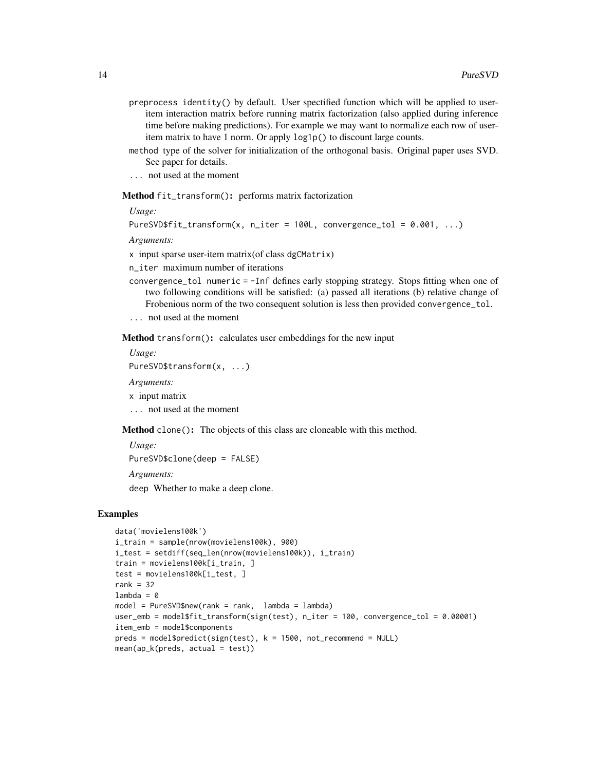preprocess identity() by default. User spectified function which will be applied to user-item interaction matrix before running matrix factorization (also applied during inference time before making predictions). For example we may want to normalize each row of user-item matrix to have 1 norm. Or apply log1p() to discount large counts.

method type of the solver for initialization of the orthogonal basis. Original paper uses SVD. See paper for details.

... not used at the moment

**Method** fit_transform()**:** performs matrix factorization

*Usage:*

```
PureSVD$fit_transform(x, n_iter = 100L, convergence_tol = 0.001, ...)
```

*Arguments:*

x input sparse user-item matrix(of class dgCMatrix)

n_iter maximum number of iterations

convergence_tol numeric = -Inf defines early stopping strategy. Stops fitting when one of two following conditions will be satisfied: (a) passed all iterations (b) relative change of Frobenious norm of the two consequent solution is less then provided convergence_tol.

... not used at the moment

**Method** transform()**:** calculates user embeddings for the new input

*Usage:*

```
PureSVD$transform(x, ...)
```

*Arguments:*

x input matrix

... not used at the moment

**Method** clone()**:** The objects of this class are cloneable with this method.

*Usage:*

```
PureSVD$clone(deep = FALSE)
```

*Arguments:*

deep Whether to make a deep clone.

## Examples

```
data('movielens100k')
i_train = sample(nrow(movielens100k), 900)
i_test = setdiff(seq_len(nrow(movielens100k)), i_train)
train = movielens100k[i_train, ]
test = movielens100k[i_test, ]
rank = 32
lambda = 0
model = PureSVD$new(rank = rank,  lambda = lambda)
user_emb = model$fit_transform(sign(test), n_iter = 100, convergence_tol = 0.00001)
item_emb = model$components
preds = model$predict(sign(test), k = 1500, not_recommend = NULL)
mean(ap_k(preds, actual = test))
```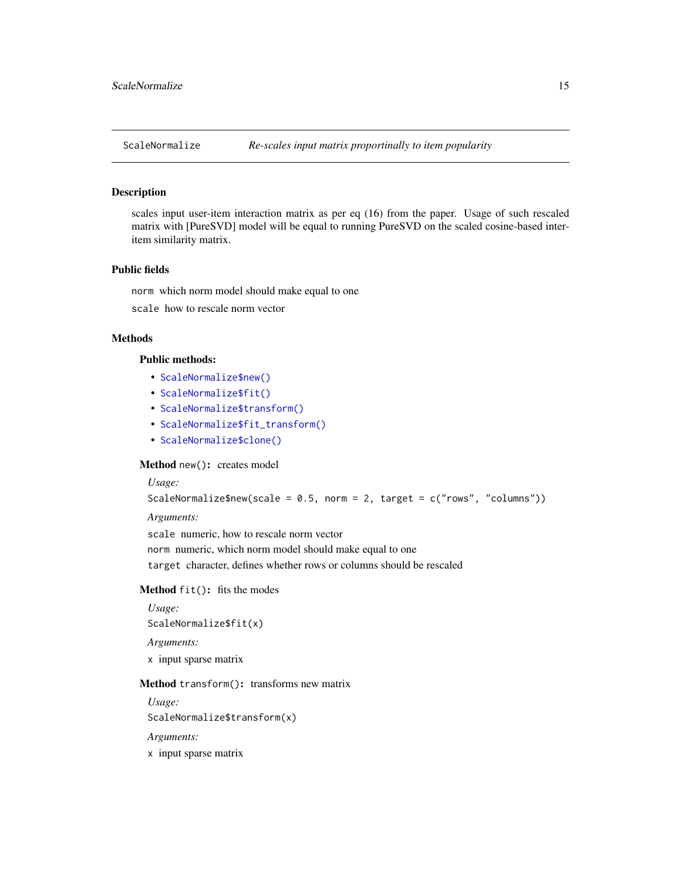## ScaleNormalize — *Re-scales input matrix proportinally to item popularity*

### Description

scales input user-item interaction matrix as per eq (16) from the paper. Usage of such rescaled matrix with [PureSVD] model will be equal to running PureSVD on the scaled cosine-based inter-item similarity matrix.

### Public fields

`norm` which norm model should make equal to one

`scale` how to rescale norm vector

### Methods

#### Public methods:

- `ScaleNormalize$new()`
- `ScaleNormalize$fit()`
- `ScaleNormalize$transform()`
- `ScaleNormalize$fit_transform()`
- `ScaleNormalize$clone()`

**Method** `new()`: creates model

*Usage:*

```
ScaleNormalize$new(scale = 0.5, norm = 2, target = c("rows", "columns"))
```

*Arguments:*

`scale` numeric, how to rescale norm vector

`norm` numeric, which norm model should make equal to one

`target` character, defines whether rows or columns should be rescaled

**Method** `fit()`: fits the modes

*Usage:*

```
ScaleNormalize$fit(x)
```

*Arguments:*

`x` input sparse matrix

**Method** `transform()`: transforms new matrix

*Usage:*

```
ScaleNormalize$transform(x)
```

*Arguments:*

`x` input sparse matrix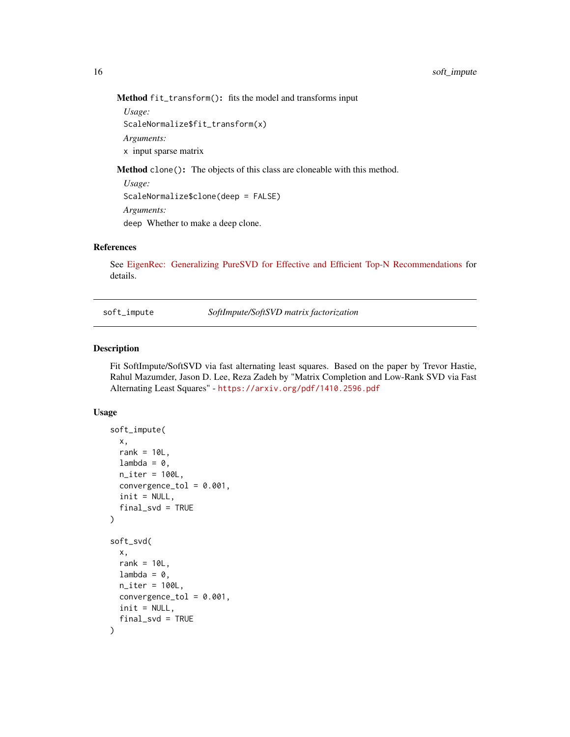**Method** `fit_transform()`: fits the model and transforms input

*Usage:*

```
ScaleNormalize$fit_transform(x)
```

*Arguments:*

`x` input sparse matrix

**Method** `clone()`: The objects of this class are cloneable with this method.

*Usage:*

```
ScaleNormalize$clone(deep = FALSE)
```

*Arguments:*

`deep` Whether to make a deep clone.

## References

See EigenRec: Generalizing PureSVD for Effective and Efficient Top-N Recommendations for details.

---

`soft_impute` *SoftImpute/SoftSVD matrix factorization*

---

## Description

Fit SoftImpute/SoftSVD via fast alternating least squares. Based on the paper by Trevor Hastie, Rahul Mazumder, Jason D. Lee, Reza Zadeh by "Matrix Completion and Low-Rank SVD via Fast Alternating Least Squares" - https://arxiv.org/pdf/1410.2596.pdf

## Usage

```
soft_impute(
  x,
  rank = 10L,
  lambda = 0,
  n_iter = 100L,
  convergence_tol = 0.001,
  init = NULL,
  final_svd = TRUE
)

soft_svd(
  x,
  rank = 10L,
  lambda = 0,
  n_iter = 100L,
  convergence_tol = 0.001,
  init = NULL,
  final_svd = TRUE
)
```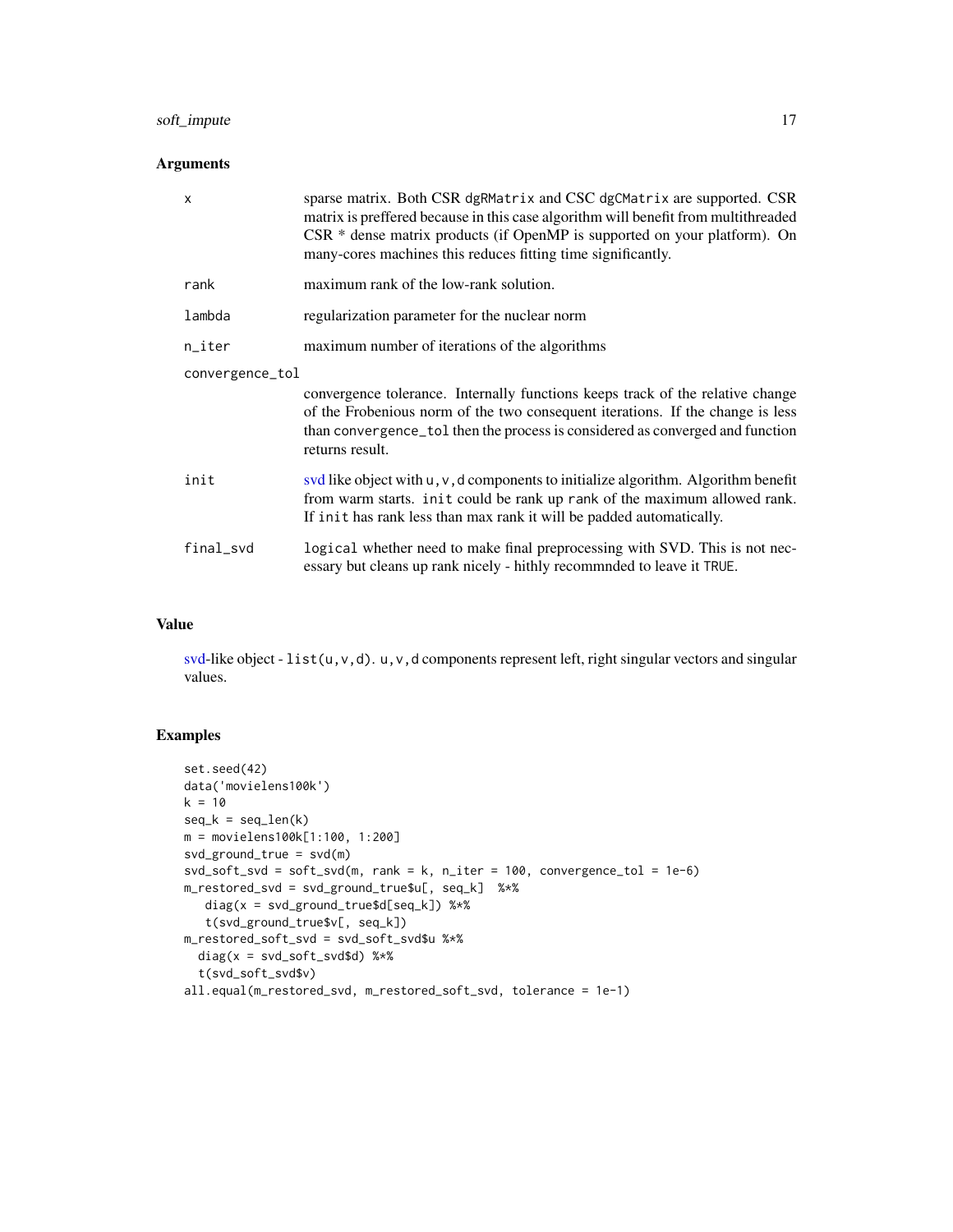## Arguments

| | |
|---|---|
| x | sparse matrix. Both CSR dgRMatrix and CSC dgCMatrix are supported. CSR matrix is preffered because in this case algorithm will benefit from multithreaded CSR * dense matrix products (if OpenMP is supported on your platform). On many-cores machines this reduces fitting time significantly. |
| rank | maximum rank of the low-rank solution. |
| lambda | regularization parameter for the nuclear norm |
| n_iter | maximum number of iterations of the algorithms |
| convergence_tol | convergence tolerance. Internally functions keeps track of the relative change of the Frobenious norm of the two consequent iterations. If the change is less than convergence_tol then the process is considered as converged and function returns result. |
| init | svd like object with u, v, d components to initialize algorithm. Algorithm benefit from warm starts. init could be rank up rank of the maximum allowed rank. If init has rank less than max rank it will be padded automatically. |
| final_svd | logical whether need to make final preprocessing with SVD. This is not necessary but cleans up rank nicely - hithly recommnded to leave it TRUE. |

## Value

svd-like object - list(u,v,d). u,v,d components represent left, right singular vectors and singular values.

## Examples

```
set.seed(42)
data('movielens100k')
k = 10
seq_k = seq_len(k)
m = movielens100k[1:100, 1:200]
svd_ground_true = svd(m)
svd_soft_svd = soft_svd(m, rank = k, n_iter = 100, convergence_tol = 1e-6)
m_restored_svd = svd_ground_true$u[, seq_k]  %*%
   diag(x = svd_ground_true$d[seq_k]) %*%
   t(svd_ground_true$v[, seq_k])
m_restored_soft_svd = svd_soft_svd$u %*%
  diag(x = svd_soft_svd$d) %*%
  t(svd_soft_svd$v)
all.equal(m_restored_svd, m_restored_soft_svd, tolerance = 1e-1)
```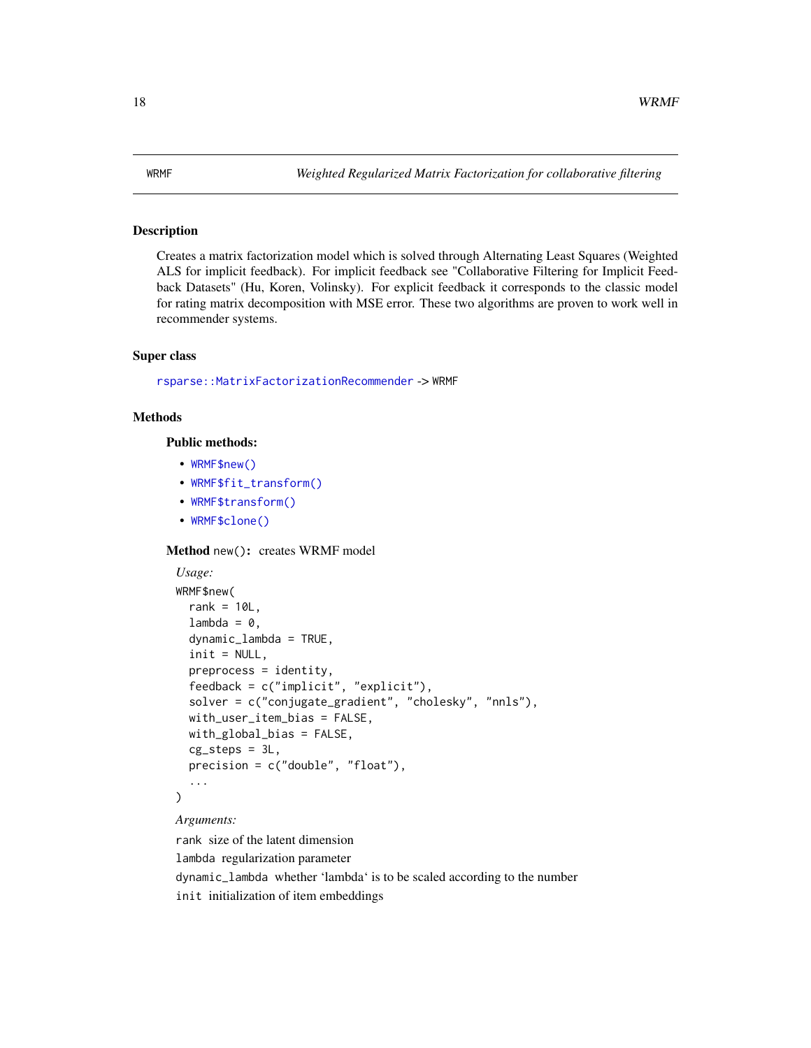# WRMF — *Weighted Regularized Matrix Factorization for collaborative filtering*

## Description

Creates a matrix factorization model which is solved through Alternating Least Squares (Weighted ALS for implicit feedback). For implicit feedback see "Collaborative Filtering for Implicit Feedback Datasets" (Hu, Koren, Volinsky). For explicit feedback it corresponds to the classic model for rating matrix decomposition with MSE error. These two algorithms are proven to work well in recommender systems.

## Super class

`rsparse::MatrixFactorizationRecommender` -> `WRMF`

## Methods

### Public methods:

- `WRMF$new()`
- `WRMF$fit_transform()`
- `WRMF$transform()`
- `WRMF$clone()`

**Method** `new()`**:** creates WRMF model

*Usage:*

```
WRMF$new(
  rank = 10L,
  lambda = 0,
  dynamic_lambda = TRUE,
  init = NULL,
  preprocess = identity,
  feedback = c("implicit", "explicit"),
  solver = c("conjugate_gradient", "cholesky", "nnls"),
  with_user_item_bias = FALSE,
  with_global_bias = FALSE,
  cg_steps = 3L,
  precision = c("double", "float"),
  ...
)
```

*Arguments:*

`rank` size of the latent dimension

`lambda` regularization parameter

`dynamic_lambda` whether 'lambda' is to be scaled according to the number

`init` initialization of item embeddings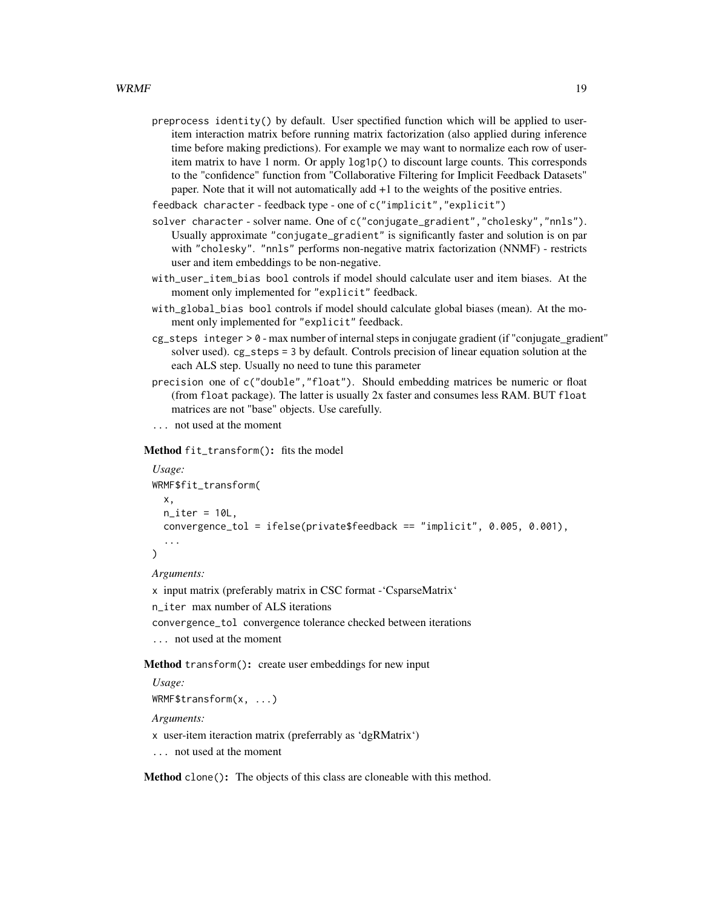`preprocess` `identity()` by default. User spectified function which will be applied to user-item interaction matrix before running matrix factorization (also applied during inference time before making predictions). For example we may want to normalize each row of user-item matrix to have 1 norm. Or apply `log1p()` to discount large counts. This corresponds to the "confidence" function from "Collaborative Filtering for Implicit Feedback Datasets" paper. Note that it will not automatically add +1 to the weights of the positive entries.

`feedback` `character` - feedback type - one of `c("implicit","explicit")`

`solver` `character` - solver name. One of `c("conjugate_gradient","cholesky","nnls")`. Usually approximate `"conjugate_gradient"` is significantly faster and solution is on par with `"cholesky"`. `"nnls"` performs non-negative matrix factorization (NNMF) - restricts user and item embeddings to be non-negative.

`with_user_item_bias` `bool` controls if model should calculate user and item biases. At the moment only implemented for `"explicit"` feedback.

`with_global_bias` `bool` controls if model should calculate global biases (mean). At the moment only implemented for `"explicit"` feedback.

`cg_steps` `integer > 0` - max number of internal steps in conjugate gradient (if "conjugate_gradient" solver used). `cg_steps = 3` by default. Controls precision of linear equation solution at the each ALS step. Usually no need to tune this parameter

`precision` one of `c("double","float")`. Should embedding matrices be numeric or float (from `float` package). The latter is usually 2x faster and consumes less RAM. BUT `float` matrices are not "base" objects. Use carefully.

`...` not used at the moment

**Method** `fit_transform()`**:** fits the model

*Usage:*

```
WRMF$fit_transform(
  x,
  n_iter = 10L,
  convergence_tol = ifelse(private$feedback == "implicit", 0.005, 0.001),
  ...
)
```

*Arguments:*

`x` input matrix (preferably matrix in CSC format -'CsparseMatrix'

`n_iter` max number of ALS iterations

`convergence_tol` convergence tolerance checked between iterations

`...` not used at the moment

**Method** `transform()`**:** create user embeddings for new input

*Usage:*

```
WRMF$transform(x, ...)
```

*Arguments:*

`x` user-item iteraction matrix (preferrably as 'dgRMatrix')

`...` not used at the moment

**Method** `clone()`**:** The objects of this class are cloneable with this method.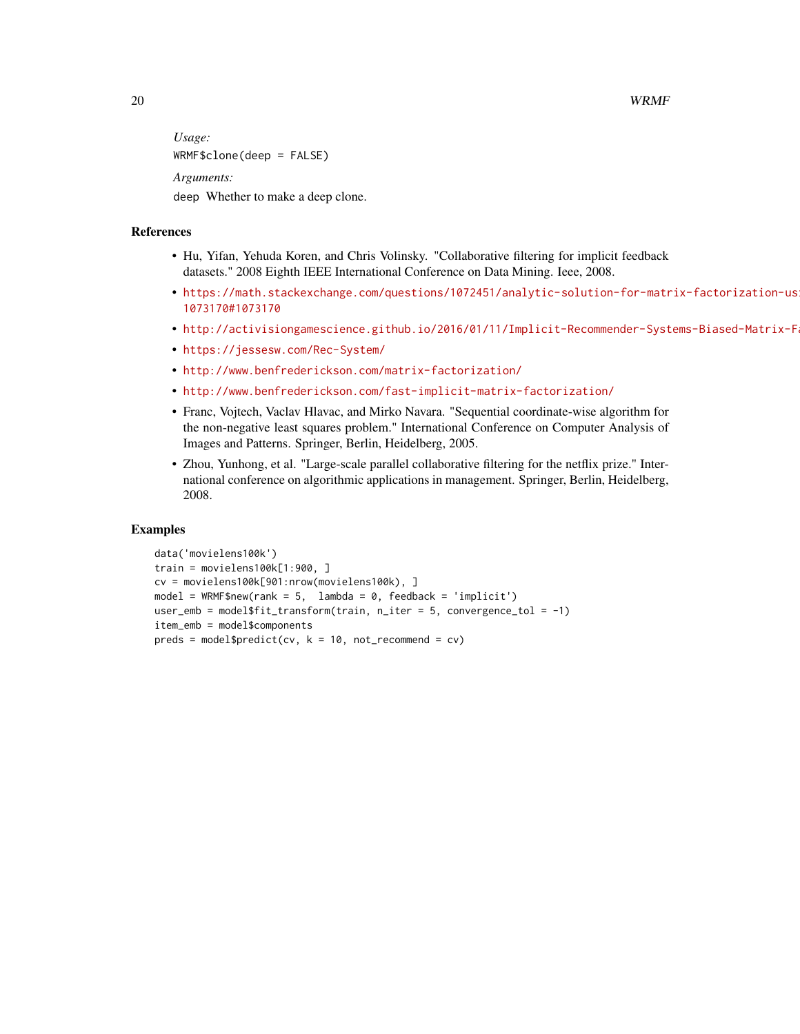*Usage:*

```
WRMF$clone(deep = FALSE)
```

*Arguments:*

`deep` Whether to make a deep clone.

## References

- Hu, Yifan, Yehuda Koren, and Chris Volinsky. "Collaborative filtering for implicit feedback datasets." 2008 Eighth IEEE International Conference on Data Mining. Ieee, 2008.
- https://math.stackexchange.com/questions/1072451/analytic-solution-for-matrix-factorization-usi 1073170#1073170
- http://activisiongamescience.github.io/2016/01/11/Implicit-Recommender-Systems-Biased-Matrix-Fa
- https://jessesw.com/Rec-System/
- http://www.benfrederickson.com/matrix-factorization/
- http://www.benfrederickson.com/fast-implicit-matrix-factorization/
- Franc, Vojtech, Vaclav Hlavac, and Mirko Navara. "Sequential coordinate-wise algorithm for the non-negative least squares problem." International Conference on Computer Analysis of Images and Patterns. Springer, Berlin, Heidelberg, 2005.
- Zhou, Yunhong, et al. "Large-scale parallel collaborative filtering for the netflix prize." International conference on algorithmic applications in management. Springer, Berlin, Heidelberg, 2008.

## Examples

```
data('movielens100k')
train = movielens100k[1:900, ]
cv = movielens100k[901:nrow(movielens100k), ]
model = WRMF$new(rank = 5,  lambda = 0, feedback = 'implicit')
user_emb = model$fit_transform(train, n_iter = 5, convergence_tol = -1)
item_emb = model$components
preds = model$predict(cv, k = 10, not_recommend = cv)
```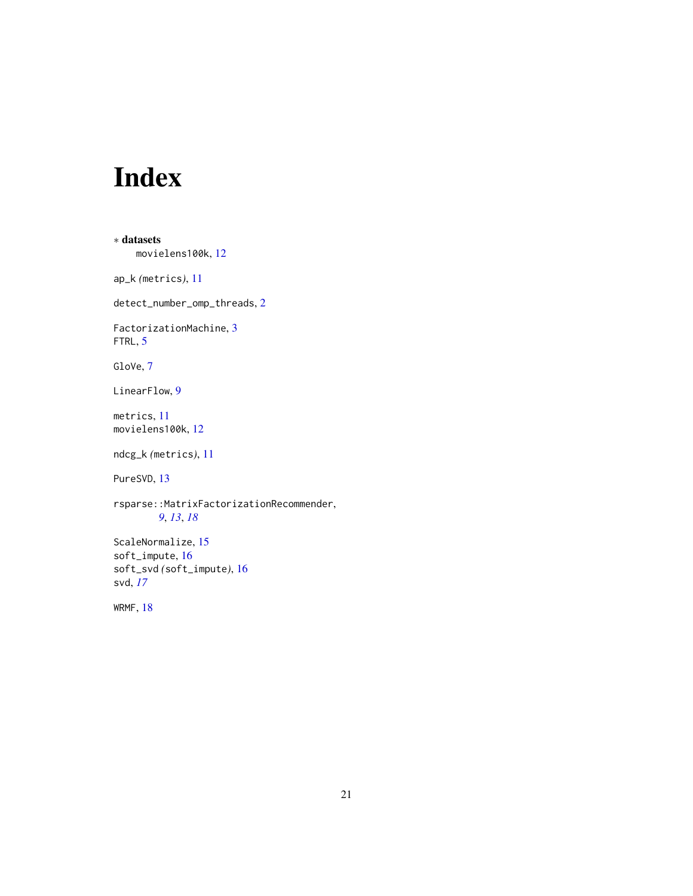# Index

∗ **datasets**

    movielens100k, 12

ap_k *(*metrics*)*, 11

detect_number_omp_threads, 2

FactorizationMachine, 3
FTRL, 5

GloVe, 7

LinearFlow, 9

metrics, 11
movielens100k, 12

ndcg_k *(*metrics*)*, 11

PureSVD, 13

rsparse::MatrixFactorizationRecommender, *9*, *13*, *18*

ScaleNormalize, 15
soft_impute, 16
soft_svd *(*soft_impute*)*, 16
svd, *17*

WRMF, 18